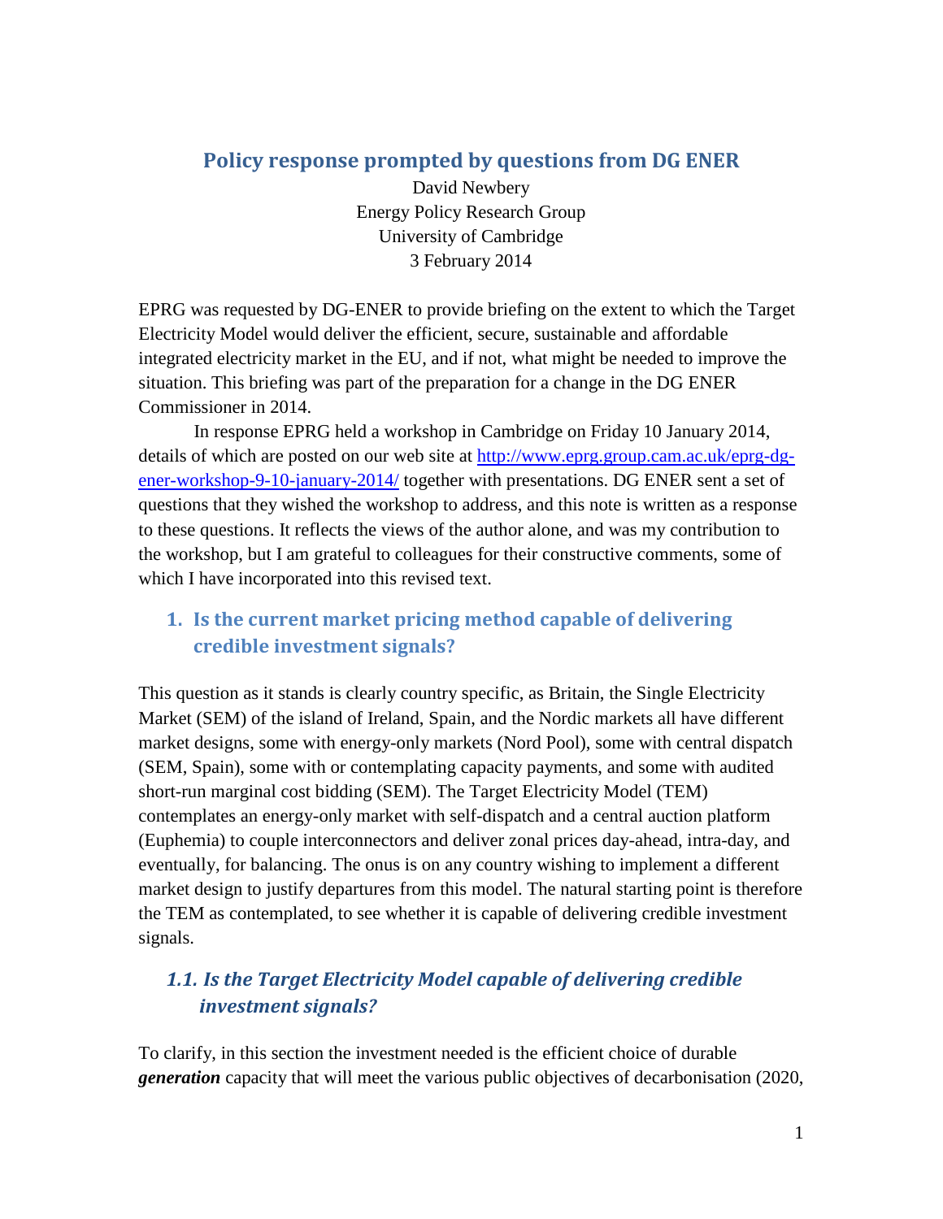# Policy response prompted by questions from DG ENER

David Newbery
Energy Policy Research Group
University of Cambridge
3 February 2014

EPRG was requested by DG-ENER to provide briefing on the extent to which the Target Electricity Model would deliver the efficient, secure, sustainable and affordable integrated electricity market in the EU, and if not, what might be needed to improve the situation. This briefing was part of the preparation for a change in the DG ENER Commissioner in 2014.

In response EPRG held a workshop in Cambridge on Friday 10 January 2014, details of which are posted on our web site at [http://www.eprg.group.cam.ac.uk/eprg-dg-ener-workshop-9-10-january-2014/](http://www.eprg.group.cam.ac.uk/eprg-dg-ener-workshop-9-10-january-2014/) together with presentations. DG ENER sent a set of questions that they wished the workshop to address, and this note is written as a response to these questions. It reflects the views of the author alone, and was my contribution to the workshop, but I am grateful to colleagues for their constructive comments, some of which I have incorporated into this revised text.

## 1. Is the current market pricing method capable of delivering credible investment signals?

This question as it stands is clearly country specific, as Britain, the Single Electricity Market (SEM) of the island of Ireland, Spain, and the Nordic markets all have different market designs, some with energy-only markets (Nord Pool), some with central dispatch (SEM, Spain), some with or contemplating capacity payments, and some with audited short-run marginal cost bidding (SEM). The Target Electricity Model (TEM) contemplates an energy-only market with self-dispatch and a central auction platform (Euphemia) to couple interconnectors and deliver zonal prices day-ahead, intra-day, and eventually, for balancing. The onus is on any country wishing to implement a different market design to justify departures from this model. The natural starting point is therefore the TEM as contemplated, to see whether it is capable of delivering credible investment signals.

### *1.1. Is the Target Electricity Model capable of delivering credible investment signals?*

To clarify, in this section the investment needed is the efficient choice of durable ***generation*** capacity that will meet the various public objectives of decarbonisation (2020,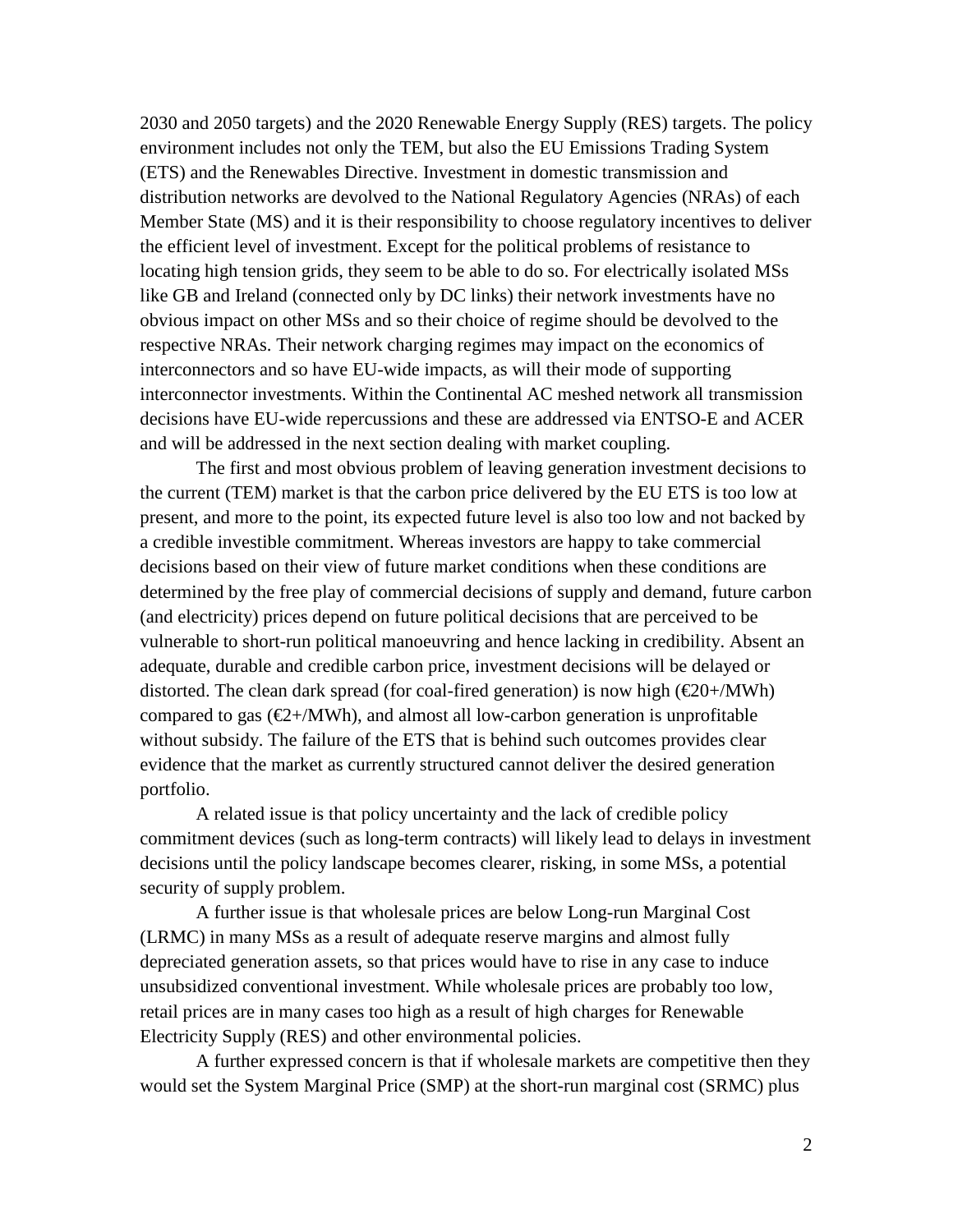2030 and 2050 targets) and the 2020 Renewable Energy Supply (RES) targets. The policy environment includes not only the TEM, but also the EU Emissions Trading System (ETS) and the Renewables Directive. Investment in domestic transmission and distribution networks are devolved to the National Regulatory Agencies (NRAs) of each Member State (MS) and it is their responsibility to choose regulatory incentives to deliver the efficient level of investment. Except for the political problems of resistance to locating high tension grids, they seem to be able to do so. For electrically isolated MSs like GB and Ireland (connected only by DC links) their network investments have no obvious impact on other MSs and so their choice of regime should be devolved to the respective NRAs. Their network charging regimes may impact on the economics of interconnectors and so have EU-wide impacts, as will their mode of supporting interconnector investments. Within the Continental AC meshed network all transmission decisions have EU-wide repercussions and these are addressed via ENTSO-E and ACER and will be addressed in the next section dealing with market coupling.

The first and most obvious problem of leaving generation investment decisions to the current (TEM) market is that the carbon price delivered by the EU ETS is too low at present, and more to the point, its expected future level is also too low and not backed by a credible investible commitment. Whereas investors are happy to take commercial decisions based on their view of future market conditions when these conditions are determined by the free play of commercial decisions of supply and demand, future carbon (and electricity) prices depend on future political decisions that are perceived to be vulnerable to short-run political manoeuvring and hence lacking in credibility. Absent an adequate, durable and credible carbon price, investment decisions will be delayed or distorted. The clean dark spread (for coal-fired generation) is now high (€20+/MWh) compared to gas (€2+/MWh), and almost all low-carbon generation is unprofitable without subsidy. The failure of the ETS that is behind such outcomes provides clear evidence that the market as currently structured cannot deliver the desired generation portfolio.

A related issue is that policy uncertainty and the lack of credible policy commitment devices (such as long-term contracts) will likely lead to delays in investment decisions until the policy landscape becomes clearer, risking, in some MSs, a potential security of supply problem.

A further issue is that wholesale prices are below Long-run Marginal Cost (LRMC) in many MSs as a result of adequate reserve margins and almost fully depreciated generation assets, so that prices would have to rise in any case to induce unsubsidized conventional investment. While wholesale prices are probably too low, retail prices are in many cases too high as a result of high charges for Renewable Electricity Supply (RES) and other environmental policies.

A further expressed concern is that if wholesale markets are competitive then they would set the System Marginal Price (SMP) at the short-run marginal cost (SRMC) plus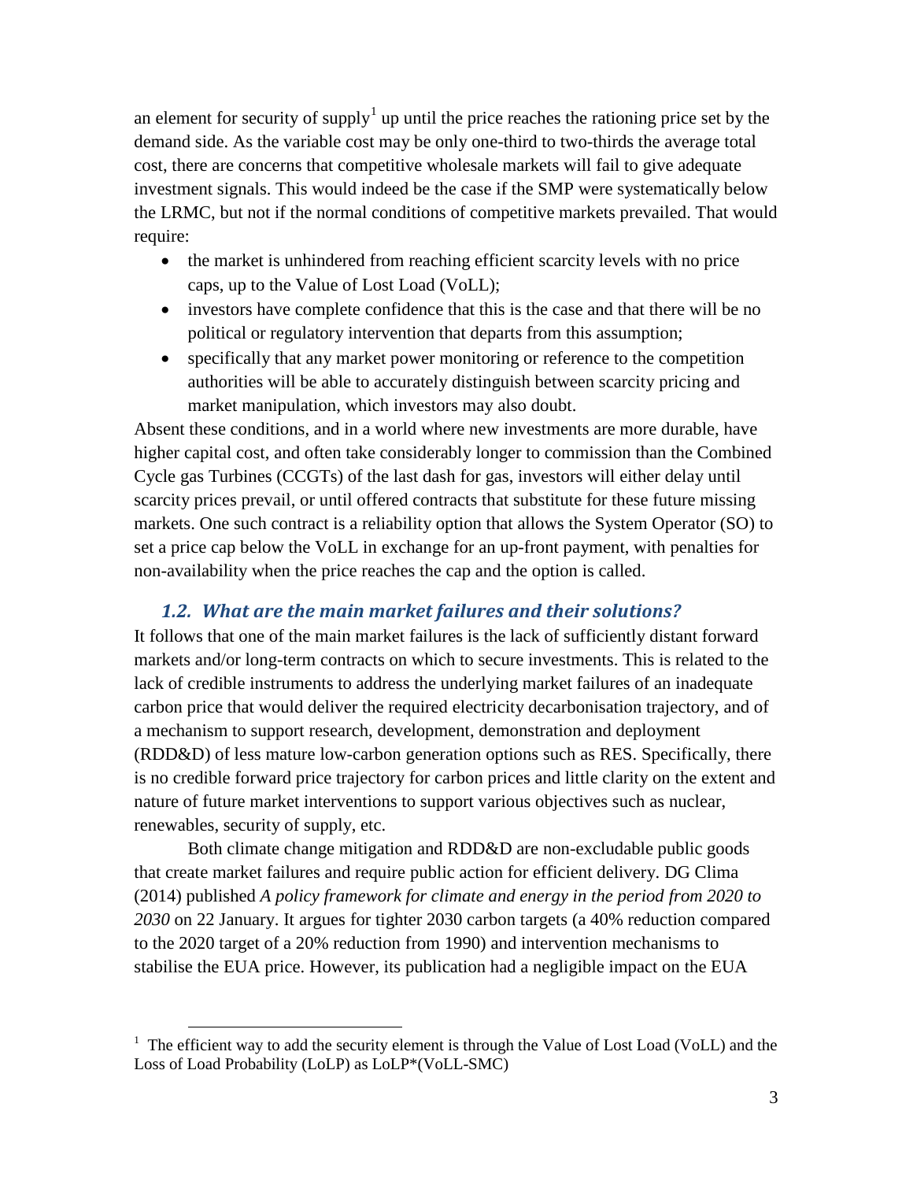an element for security of supply[1] up until the price reaches the rationing price set by the demand side. As the variable cost may be only one-third to two-thirds the average total cost, there are concerns that competitive wholesale markets will fail to give adequate investment signals. This would indeed be the case if the SMP were systematically below the LRMC, but not if the normal conditions of competitive markets prevailed. That would require:

- the market is unhindered from reaching efficient scarcity levels with no price caps, up to the Value of Lost Load (VoLL);
- investors have complete confidence that this is the case and that there will be no political or regulatory intervention that departs from this assumption;
- specifically that any market power monitoring or reference to the competition authorities will be able to accurately distinguish between scarcity pricing and market manipulation, which investors may also doubt.

Absent these conditions, and in a world where new investments are more durable, have higher capital cost, and often take considerably longer to commission than the Combined Cycle gas Turbines (CCGTs) of the last dash for gas, investors will either delay until scarcity prices prevail, or until offered contracts that substitute for these future missing markets. One such contract is a reliability option that allows the System Operator (SO) to set a price cap below the VoLL in exchange for an up-front payment, with penalties for non-availability when the price reaches the cap and the option is called.

### *1.2. What are the main market failures and their solutions?*

It follows that one of the main market failures is the lack of sufficiently distant forward markets and/or long-term contracts on which to secure investments. This is related to the lack of credible instruments to address the underlying market failures of an inadequate carbon price that would deliver the required electricity decarbonisation trajectory, and of a mechanism to support research, development, demonstration and deployment (RDD&D) of less mature low-carbon generation options such as RES. Specifically, there is no credible forward price trajectory for carbon prices and little clarity on the extent and nature of future market interventions to support various objectives such as nuclear, renewables, security of supply, etc.

Both climate change mitigation and RDD&D are non-excludable public goods that create market failures and require public action for efficient delivery. DG Clima (2014) published *A policy framework for climate and energy in the period from 2020 to 2030* on 22 January. It argues for tighter 2030 carbon targets (a 40% reduction compared to the 2020 target of a 20% reduction from 1990) and intervention mechanisms to stabilise the EUA price. However, its publication had a negligible impact on the EUA

[1] The efficient way to add the security element is through the Value of Lost Load (VoLL) and the Loss of Load Probability (LoLP) as LoLP*(VoLL-SMC)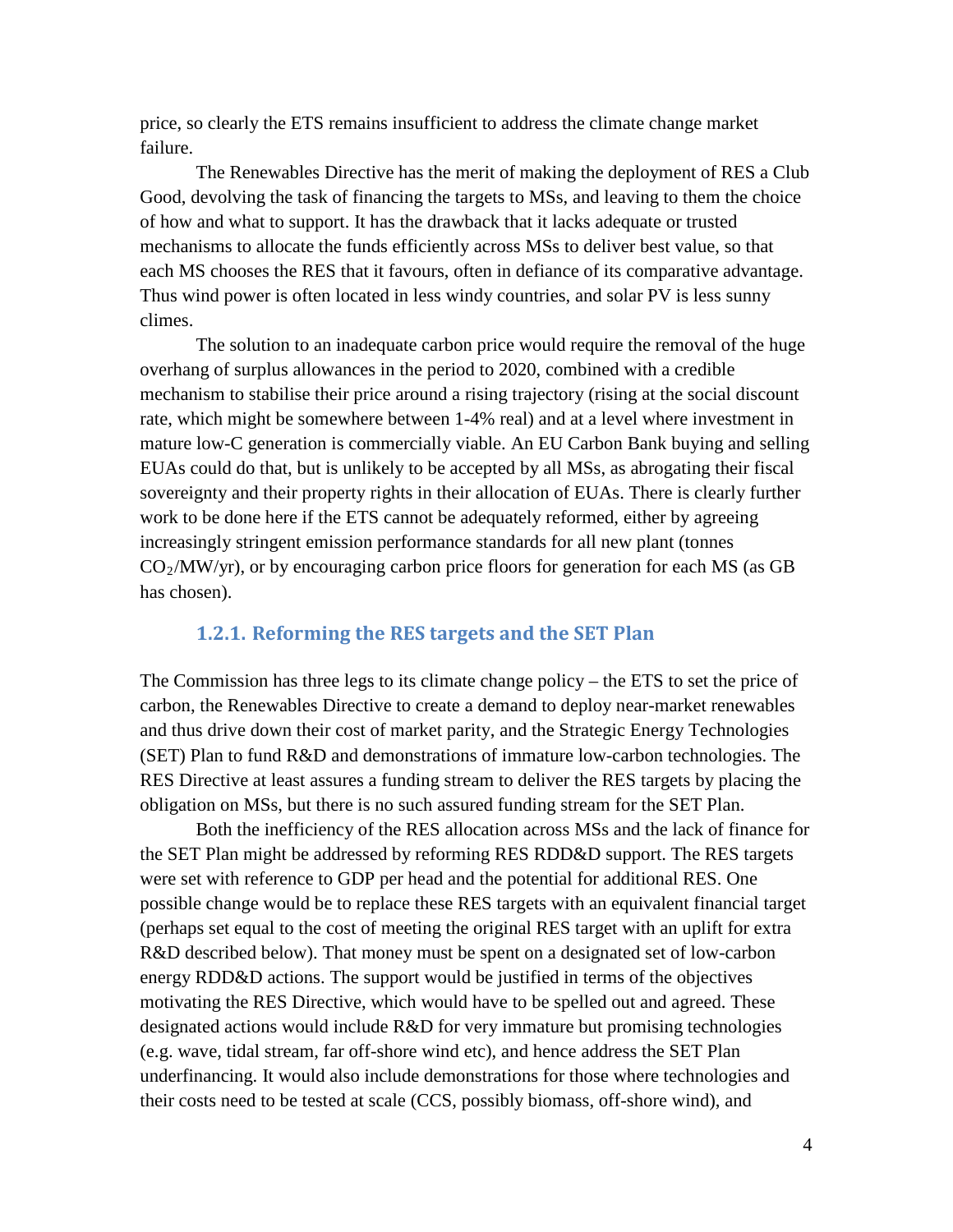price, so clearly the ETS remains insufficient to address the climate change market failure.

The Renewables Directive has the merit of making the deployment of RES a Club Good, devolving the task of financing the targets to MSs, and leaving to them the choice of how and what to support. It has the drawback that it lacks adequate or trusted mechanisms to allocate the funds efficiently across MSs to deliver best value, so that each MS chooses the RES that it favours, often in defiance of its comparative advantage. Thus wind power is often located in less windy countries, and solar PV is less sunny climes.

The solution to an inadequate carbon price would require the removal of the huge overhang of surplus allowances in the period to 2020, combined with a credible mechanism to stabilise their price around a rising trajectory (rising at the social discount rate, which might be somewhere between 1-4% real) and at a level where investment in mature low-C generation is commercially viable. An EU Carbon Bank buying and selling EUAs could do that, but is unlikely to be accepted by all MSs, as abrogating their fiscal sovereignty and their property rights in their allocation of EUAs. There is clearly further work to be done here if the ETS cannot be adequately reformed, either by agreeing increasingly stringent emission performance standards for all new plant (tonnes $CO_2$/MW/yr), or by encouraging carbon price floors for generation for each MS (as GB has chosen).

### 1.2.1. Reforming the RES targets and the SET Plan

The Commission has three legs to its climate change policy – the ETS to set the price of carbon, the Renewables Directive to create a demand to deploy near-market renewables and thus drive down their cost of market parity, and the Strategic Energy Technologies (SET) Plan to fund R&D and demonstrations of immature low-carbon technologies. The RES Directive at least assures a funding stream to deliver the RES targets by placing the obligation on MSs, but there is no such assured funding stream for the SET Plan.

Both the inefficiency of the RES allocation across MSs and the lack of finance for the SET Plan might be addressed by reforming RES RDD&D support. The RES targets were set with reference to GDP per head and the potential for additional RES. One possible change would be to replace these RES targets with an equivalent financial target (perhaps set equal to the cost of meeting the original RES target with an uplift for extra R&D described below). That money must be spent on a designated set of low-carbon energy RDD&D actions. The support would be justified in terms of the objectives motivating the RES Directive, which would have to be spelled out and agreed. These designated actions would include R&D for very immature but promising technologies (e.g. wave, tidal stream, far off-shore wind etc), and hence address the SET Plan underfinancing. It would also include demonstrations for those where technologies and their costs need to be tested at scale (CCS, possibly biomass, off-shore wind), and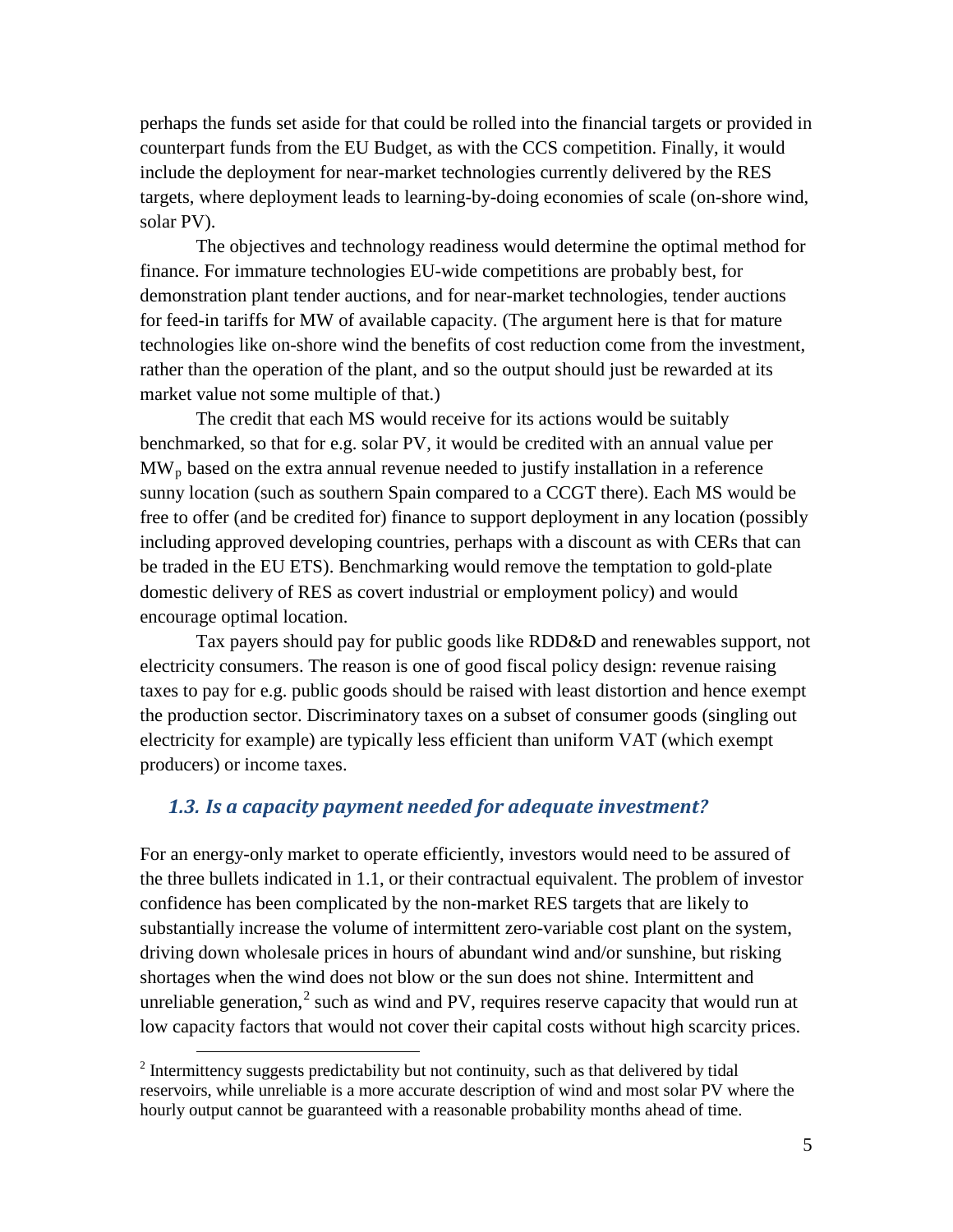perhaps the funds set aside for that could be rolled into the financial targets or provided in counterpart funds from the EU Budget, as with the CCS competition. Finally, it would include the deployment for near-market technologies currently delivered by the RES targets, where deployment leads to learning-by-doing economies of scale (on-shore wind, solar PV).

The objectives and technology readiness would determine the optimal method for finance. For immature technologies EU-wide competitions are probably best, for demonstration plant tender auctions, and for near-market technologies, tender auctions for feed-in tariffs for MW of available capacity. (The argument here is that for mature technologies like on-shore wind the benefits of cost reduction come from the investment, rather than the operation of the plant, and so the output should just be rewarded at its market value not some multiple of that.)

The credit that each MS would receive for its actions would be suitably benchmarked, so that for e.g. solar PV, it would be credited with an annual value per $MW_p$ based on the extra annual revenue needed to justify installation in a reference sunny location (such as southern Spain compared to a CCGT there). Each MS would be free to offer (and be credited for) finance to support deployment in any location (possibly including approved developing countries, perhaps with a discount as with CERs that can be traded in the EU ETS). Benchmarking would remove the temptation to gold-plate domestic delivery of RES as covert industrial or employment policy) and would encourage optimal location.

Tax payers should pay for public goods like RDD&D and renewables support, not electricity consumers. The reason is one of good fiscal policy design: revenue raising taxes to pay for e.g. public goods should be raised with least distortion and hence exempt the production sector. Discriminatory taxes on a subset of consumer goods (singling out electricity for example) are typically less efficient than uniform VAT (which exempt producers) or income taxes.

## *1.3. Is a capacity payment needed for adequate investment?*

For an energy-only market to operate efficiently, investors would need to be assured of the three bullets indicated in 1.1, or their contractual equivalent. The problem of investor confidence has been complicated by the non-market RES targets that are likely to substantially increase the volume of intermittent zero-variable cost plant on the system, driving down wholesale prices in hours of abundant wind and/or sunshine, but risking shortages when the wind does not blow or the sun does not shine. Intermittent and unreliable generation,[2] such as wind and PV, requires reserve capacity that would run at low capacity factors that would not cover their capital costs without high scarcity prices.

[2] Intermittency suggests predictability but not continuity, such as that delivered by tidal reservoirs, while unreliable is a more accurate description of wind and most solar PV where the hourly output cannot be guaranteed with a reasonable probability months ahead of time.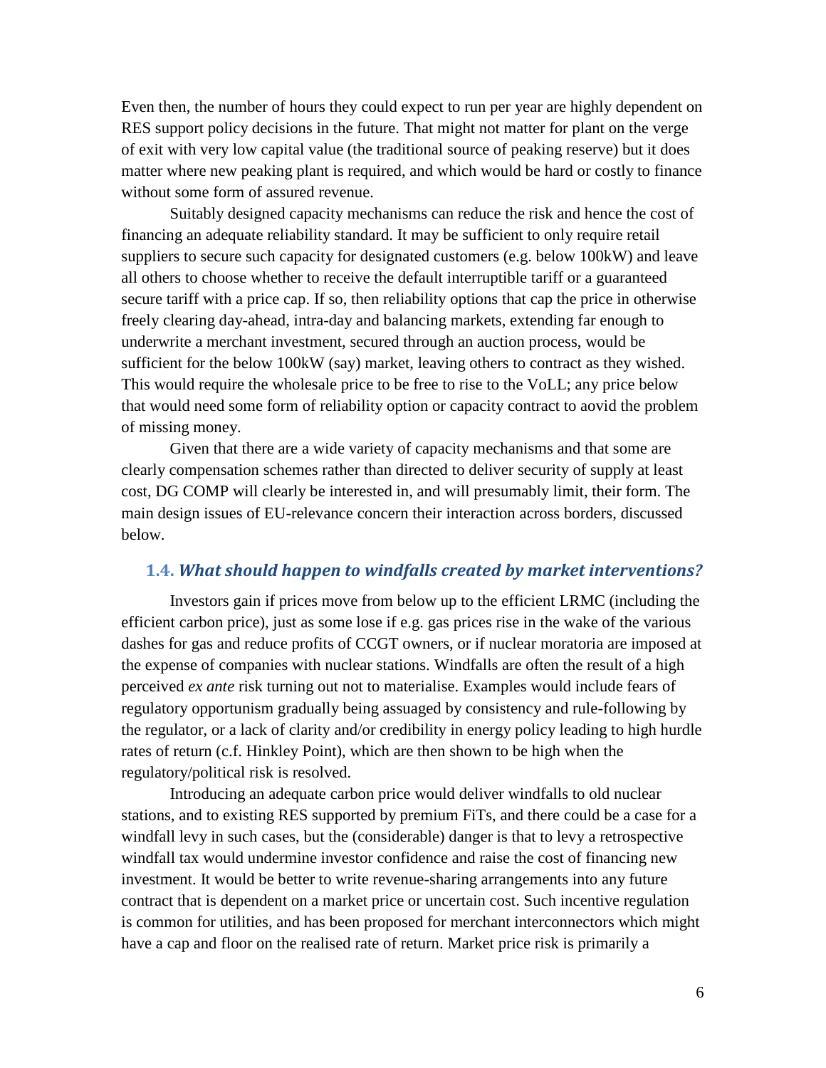Even then, the number of hours they could expect to run per year are highly dependent on RES support policy decisions in the future. That might not matter for plant on the verge of exit with very low capital value (the traditional source of peaking reserve) but it does matter where new peaking plant is required, and which would be hard or costly to finance without some form of assured revenue.

Suitably designed capacity mechanisms can reduce the risk and hence the cost of financing an adequate reliability standard. It may be sufficient to only require retail suppliers to secure such capacity for designated customers (e.g. below 100kW) and leave all others to choose whether to receive the default interruptible tariff or a guaranteed secure tariff with a price cap. If so, then reliability options that cap the price in otherwise freely clearing day-ahead, intra-day and balancing markets, extending far enough to underwrite a merchant investment, secured through an auction process, would be sufficient for the below 100kW (say) market, leaving others to contract as they wished. This would require the wholesale price to be free to rise to the VoLL; any price below that would need some form of reliability option or capacity contract to aovid the problem of missing money.

Given that there are a wide variety of capacity mechanisms and that some are clearly compensation schemes rather than directed to deliver security of supply at least cost, DG COMP will clearly be interested in, and will presumably limit, their form. The main design issues of EU-relevance concern their interaction across borders, discussed below.

### 1.4. *What should happen to windfalls created by market interventions?*

Investors gain if prices move from below up to the efficient LRMC (including the efficient carbon price), just as some lose if e.g. gas prices rise in the wake of the various dashes for gas and reduce profits of CCGT owners, or if nuclear moratoria are imposed at the expense of companies with nuclear stations. Windfalls are often the result of a high perceived *ex ante* risk turning out not to materialise. Examples would include fears of regulatory opportunism gradually being assuaged by consistency and rule-following by the regulator, or a lack of clarity and/or credibility in energy policy leading to high hurdle rates of return (c.f. Hinkley Point), which are then shown to be high when the regulatory/political risk is resolved.

Introducing an adequate carbon price would deliver windfalls to old nuclear stations, and to existing RES supported by premium FiTs, and there could be a case for a windfall levy in such cases, but the (considerable) danger is that to levy a retrospective windfall tax would undermine investor confidence and raise the cost of financing new investment. It would be better to write revenue-sharing arrangements into any future contract that is dependent on a market price or uncertain cost. Such incentive regulation is common for utilities, and has been proposed for merchant interconnectors which might have a cap and floor on the realised rate of return. Market price risk is primarily a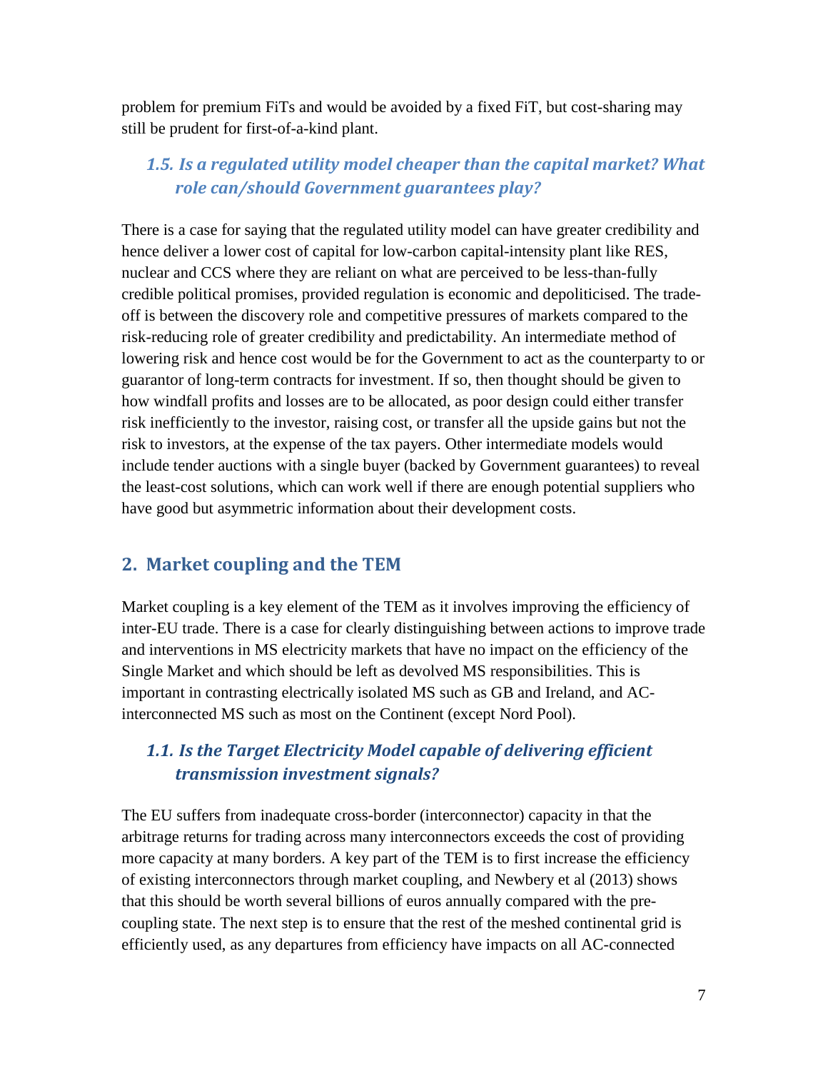problem for premium FiTs and would be avoided by a fixed FiT, but cost-sharing may still be prudent for first-of-a-kind plant.

### *1.5. Is a regulated utility model cheaper than the capital market? What role can/should Government guarantees play?*

There is a case for saying that the regulated utility model can have greater credibility and hence deliver a lower cost of capital for low-carbon capital-intensity plant like RES, nuclear and CCS where they are reliant on what are perceived to be less-than-fully credible political promises, provided regulation is economic and depoliticised. The trade-off is between the discovery role and competitive pressures of markets compared to the risk-reducing role of greater credibility and predictability. An intermediate method of lowering risk and hence cost would be for the Government to act as the counterparty to or guarantor of long-term contracts for investment. If so, then thought should be given to how windfall profits and losses are to be allocated, as poor design could either transfer risk inefficiently to the investor, raising cost, or transfer all the upside gains but not the risk to investors, at the expense of the tax payers. Other intermediate models would include tender auctions with a single buyer (backed by Government guarantees) to reveal the least-cost solutions, which can work well if there are enough potential suppliers who have good but asymmetric information about their development costs.

## 2. Market coupling and the TEM

Market coupling is a key element of the TEM as it involves improving the efficiency of inter-EU trade. There is a case for clearly distinguishing between actions to improve trade and interventions in MS electricity markets that have no impact on the efficiency of the Single Market and which should be left as devolved MS responsibilities. This is important in contrasting electrically isolated MS such as GB and Ireland, and AC-interconnected MS such as most on the Continent (except Nord Pool).

### *1.1. Is the Target Electricity Model capable of delivering efficient transmission investment signals?*

The EU suffers from inadequate cross-border (interconnector) capacity in that the arbitrage returns for trading across many interconnectors exceeds the cost of providing more capacity at many borders. A key part of the TEM is to first increase the efficiency of existing interconnectors through market coupling, and Newbery et al (2013) shows that this should be worth several billions of euros annually compared with the pre-coupling state. The next step is to ensure that the rest of the meshed continental grid is efficiently used, as any departures from efficiency have impacts on all AC-connected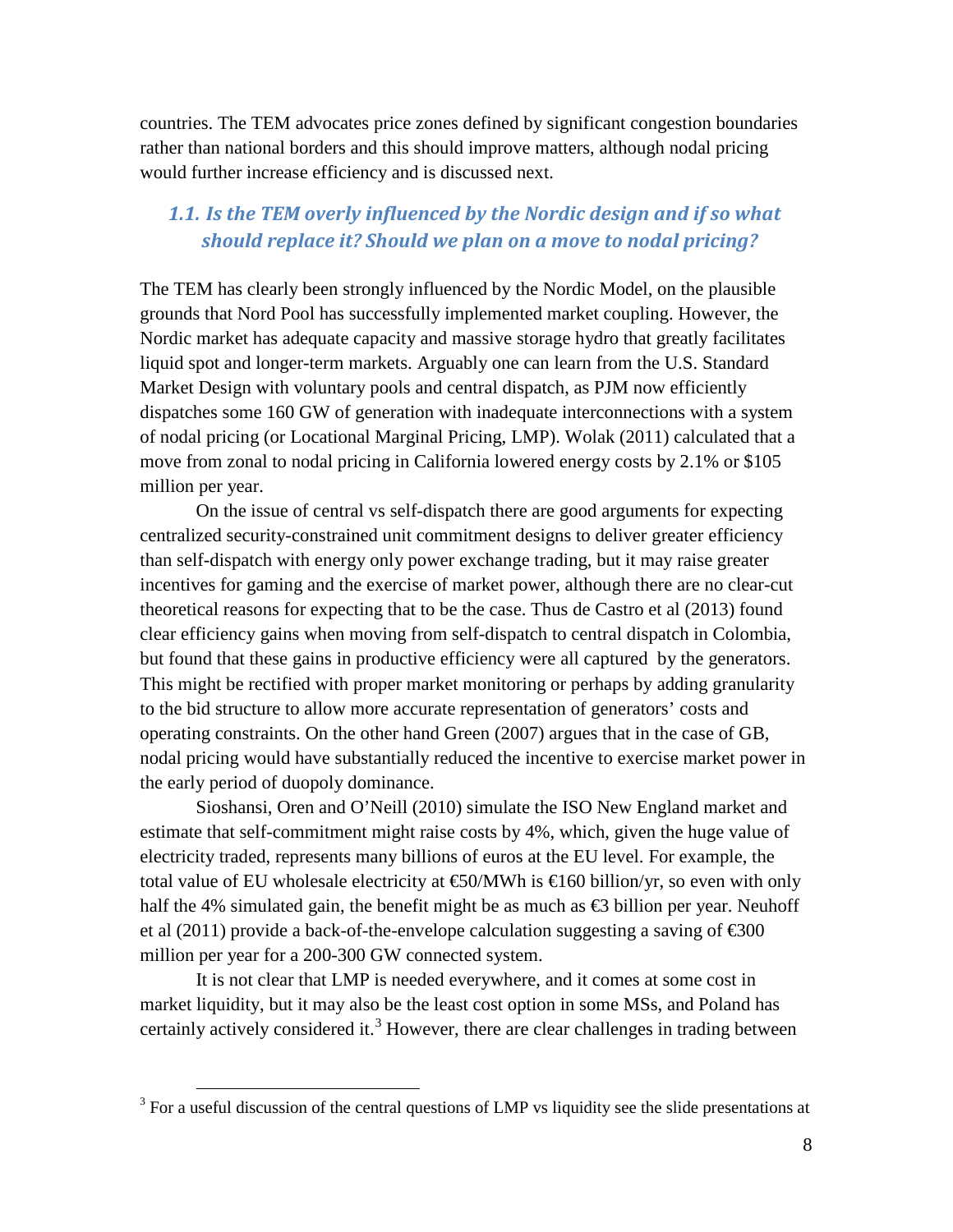countries. The TEM advocates price zones defined by significant congestion boundaries rather than national borders and this should improve matters, although nodal pricing would further increase efficiency and is discussed next.

## *1.1. Is the TEM overly influenced by the Nordic design and if so what should replace it? Should we plan on a move to nodal pricing?*

The TEM has clearly been strongly influenced by the Nordic Model, on the plausible grounds that Nord Pool has successfully implemented market coupling. However, the Nordic market has adequate capacity and massive storage hydro that greatly facilitates liquid spot and longer-term markets. Arguably one can learn from the U.S. Standard Market Design with voluntary pools and central dispatch, as PJM now efficiently dispatches some 160 GW of generation with inadequate interconnections with a system of nodal pricing (or Locational Marginal Pricing, LMP). Wolak (2011) calculated that a move from zonal to nodal pricing in California lowered energy costs by 2.1% or $105 million per year.

On the issue of central vs self-dispatch there are good arguments for expecting centralized security-constrained unit commitment designs to deliver greater efficiency than self-dispatch with energy only power exchange trading, but it may raise greater incentives for gaming and the exercise of market power, although there are no clear-cut theoretical reasons for expecting that to be the case. Thus de Castro et al (2013) found clear efficiency gains when moving from self-dispatch to central dispatch in Colombia, but found that these gains in productive efficiency were all captured by the generators. This might be rectified with proper market monitoring or perhaps by adding granularity to the bid structure to allow more accurate representation of generators' costs and operating constraints. On the other hand Green (2007) argues that in the case of GB, nodal pricing would have substantially reduced the incentive to exercise market power in the early period of duopoly dominance.

Sioshansi, Oren and O'Neill (2010) simulate the ISO New England market and estimate that self-commitment might raise costs by 4%, which, given the huge value of electricity traded, represents many billions of euros at the EU level. For example, the total value of EU wholesale electricity at €50/MWh is €160 billion/yr, so even with only half the 4% simulated gain, the benefit might be as much as €3 billion per year. Neuhoff et al (2011) provide a back-of-the-envelope calculation suggesting a saving of €300 million per year for a 200-300 GW connected system.

It is not clear that LMP is needed everywhere, and it comes at some cost in market liquidity, but it may also be the least cost option in some MSs, and Poland has certainly actively considered it.[3] However, there are clear challenges in trading between

[3] For a useful discussion of the central questions of LMP vs liquidity see the slide presentations at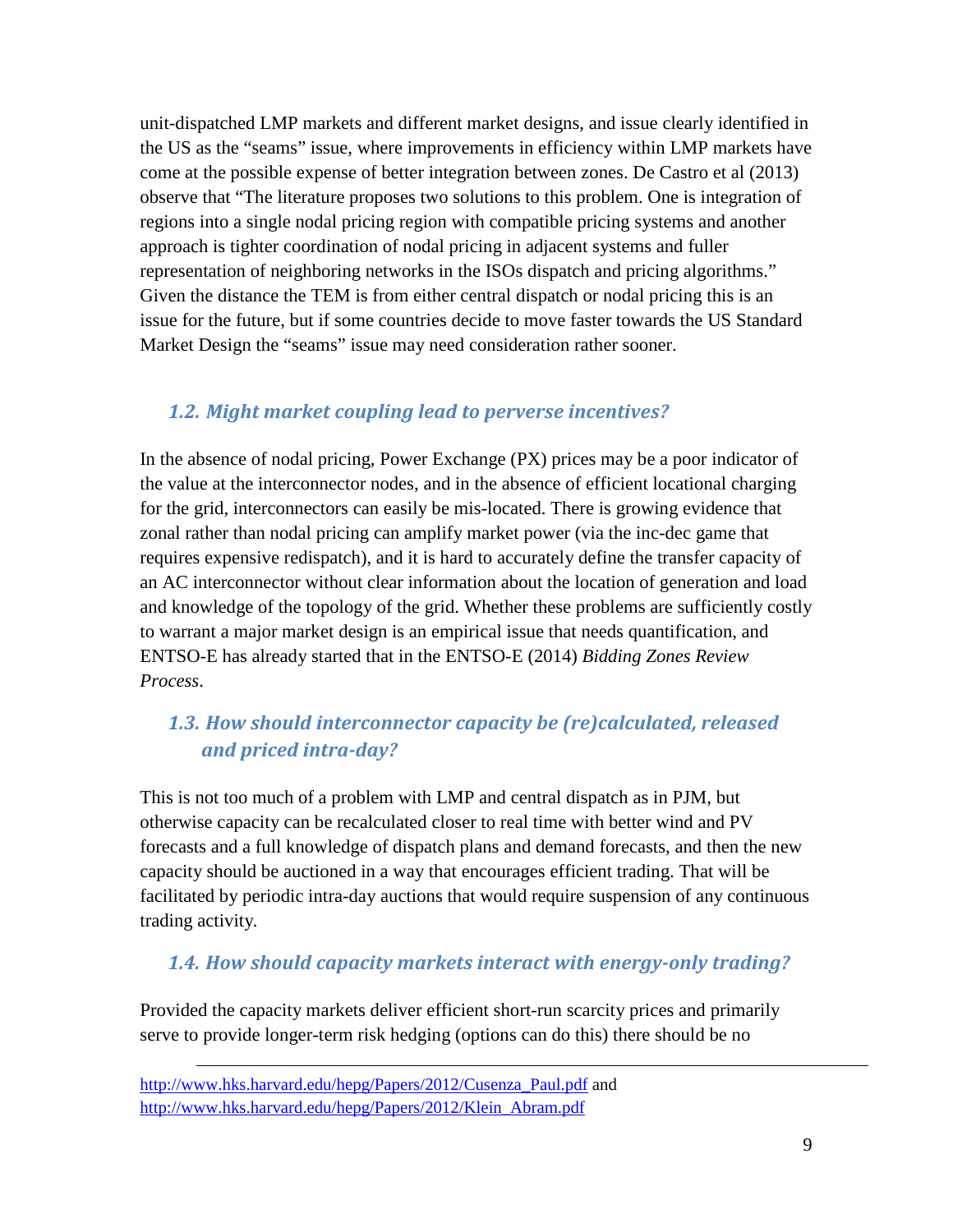unit-dispatched LMP markets and different market designs, and issue clearly identified in the US as the "seams" issue, where improvements in efficiency within LMP markets have come at the possible expense of better integration between zones. De Castro et al (2013) observe that "The literature proposes two solutions to this problem. One is integration of regions into a single nodal pricing region with compatible pricing systems and another approach is tighter coordination of nodal pricing in adjacent systems and fuller representation of neighboring networks in the ISOs dispatch and pricing algorithms." Given the distance the TEM is from either central dispatch or nodal pricing this is an issue for the future, but if some countries decide to move faster towards the US Standard Market Design the "seams" issue may need consideration rather sooner.

## 1.2. Might market coupling lead to perverse incentives?

In the absence of nodal pricing, Power Exchange (PX) prices may be a poor indicator of the value at the interconnector nodes, and in the absence of efficient locational charging for the grid, interconnectors can easily be mis-located. There is growing evidence that zonal rather than nodal pricing can amplify market power (via the inc-dec game that requires expensive redispatch), and it is hard to accurately define the transfer capacity of an AC interconnector without clear information about the location of generation and load and knowledge of the topology of the grid. Whether these problems are sufficiently costly to warrant a major market design is an empirical issue that needs quantification, and ENTSO-E has already started that in the ENTSO-E (2014) *Bidding Zones Review Process*.

## 1.3. How should interconnector capacity be (re)calculated, released and priced intra-day?

This is not too much of a problem with LMP and central dispatch as in PJM, but otherwise capacity can be recalculated closer to real time with better wind and PV forecasts and a full knowledge of dispatch plans and demand forecasts, and then the new capacity should be auctioned in a way that encourages efficient trading. That will be facilitated by periodic intra-day auctions that would require suspension of any continuous trading activity.

## 1.4. How should capacity markets interact with energy-only trading?

Provided the capacity markets deliver efficient short-run scarcity prices and primarily serve to provide longer-term risk hedging (options can do this) there should be no

---

http://www.hks.harvard.edu/hepg/Papers/2012/Cusenza_Paul.pdf and http://www.hks.harvard.edu/hepg/Papers/2012/Klein_Abram.pdf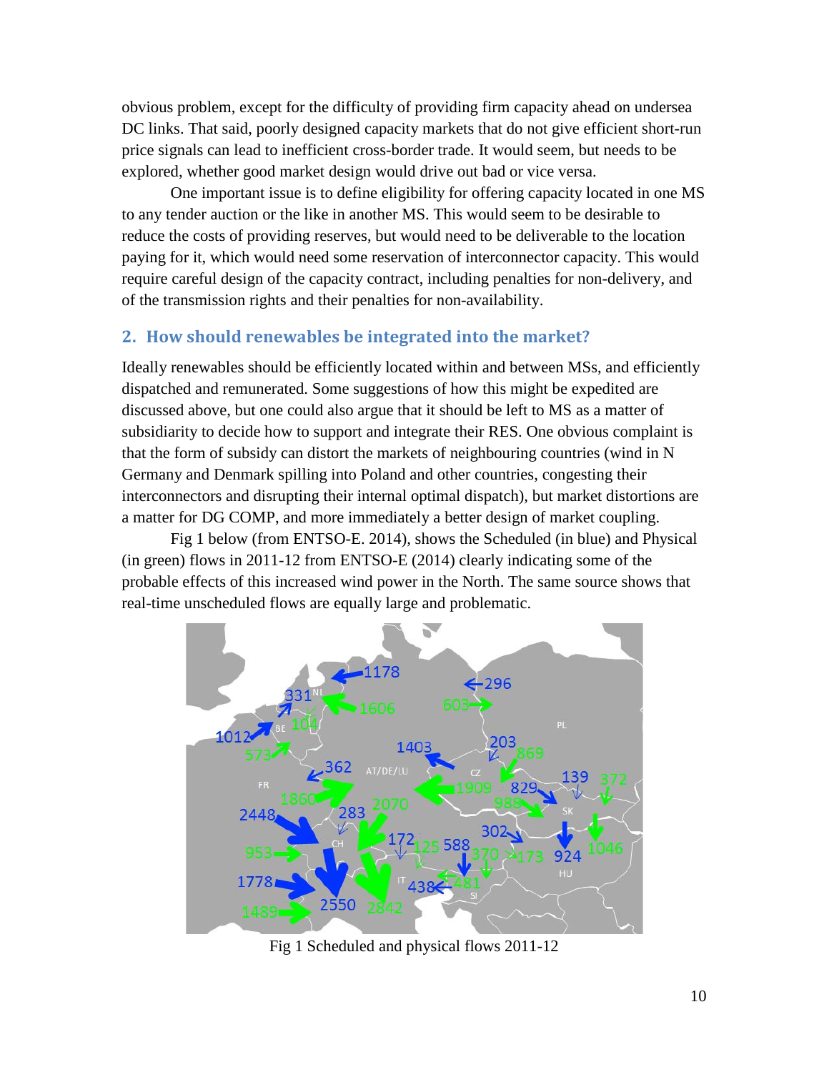obvious problem, except for the difficulty of providing firm capacity ahead on undersea DC links. That said, poorly designed capacity markets that do not give efficient short-run price signals can lead to inefficient cross-border trade. It would seem, but needs to be explored, whether good market design would drive out bad or vice versa.

One important issue is to define eligibility for offering capacity located in one MS to any tender auction or the like in another MS. This would seem to be desirable to reduce the costs of providing reserves, but would need to be deliverable to the location paying for it, which would need some reservation of interconnector capacity. This would require careful design of the capacity contract, including penalties for non-delivery, and of the transmission rights and their penalties for non-availability.

## 2. How should renewables be integrated into the market?

Ideally renewables should be efficiently located within and between MSs, and efficiently dispatched and remunerated. Some suggestions of how this might be expedited are discussed above, but one could also argue that it should be left to MS as a matter of subsidiarity to decide how to support and integrate their RES. One obvious complaint is that the form of subsidy can distort the markets of neighbouring countries (wind in N Germany and Denmark spilling into Poland and other countries, congesting their interconnectors and disrupting their internal optimal dispatch), but market distortions are a matter for DG COMP, and more immediately a better design of market coupling.

Fig 1 below (from ENTSO-E. 2014), shows the Scheduled (in blue) and Physical (in green) flows in 2011-12 from ENTSO-E (2014) clearly indicating some of the probable effects of this increased wind power in the North. The same source shows that real-time unscheduled flows are equally large and problematic.

Fig 1 Scheduled and physical flows 2011-12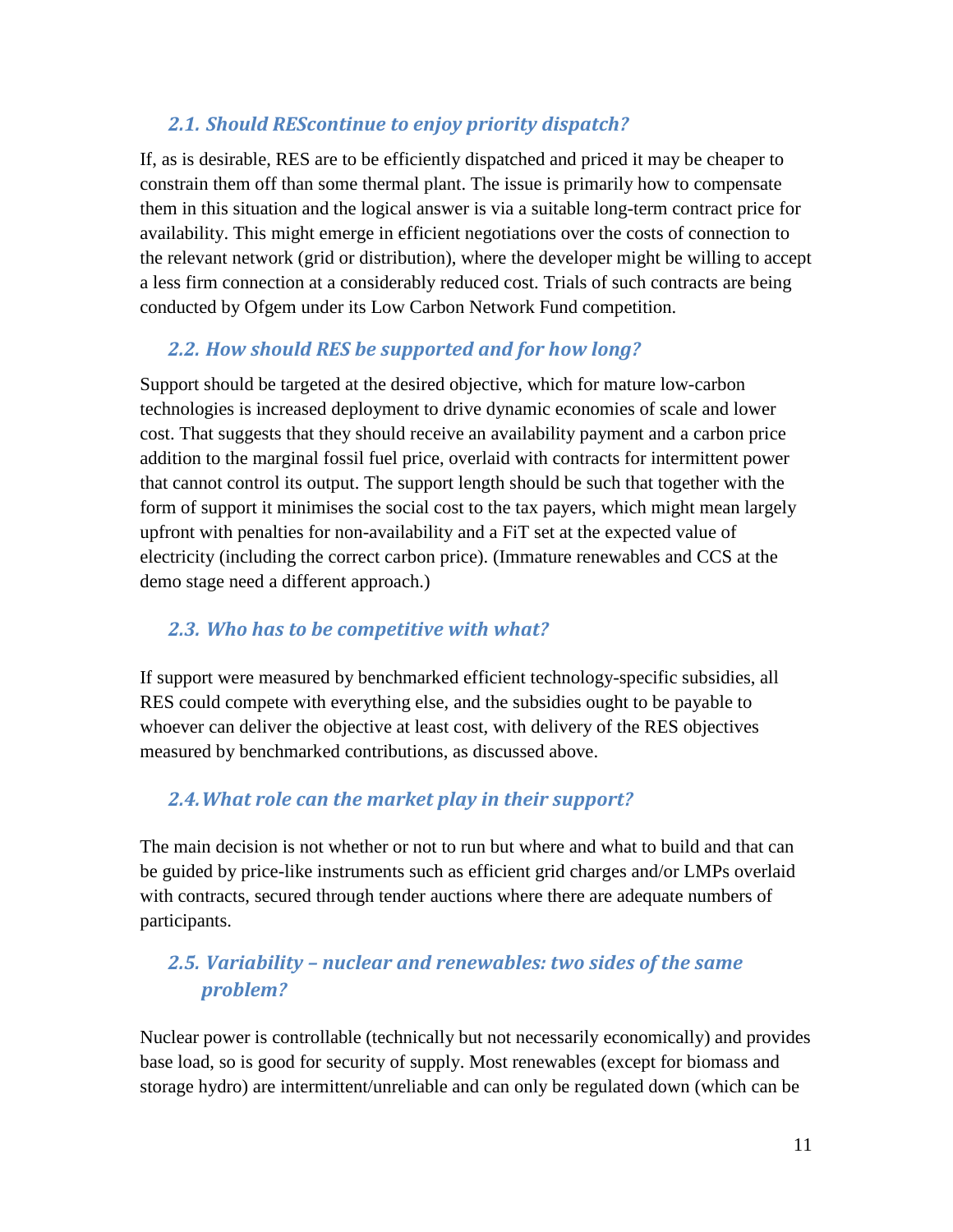### *2.1. Should REScontinue to enjoy priority dispatch?*

If, as is desirable, RES are to be efficiently dispatched and priced it may be cheaper to constrain them off than some thermal plant. The issue is primarily how to compensate them in this situation and the logical answer is via a suitable long-term contract price for availability. This might emerge in efficient negotiations over the costs of connection to the relevant network (grid or distribution), where the developer might be willing to accept a less firm connection at a considerably reduced cost. Trials of such contracts are being conducted by Ofgem under its Low Carbon Network Fund competition.

### *2.2. How should RES be supported and for how long?*

Support should be targeted at the desired objective, which for mature low-carbon technologies is increased deployment to drive dynamic economies of scale and lower cost. That suggests that they should receive an availability payment and a carbon price addition to the marginal fossil fuel price, overlaid with contracts for intermittent power that cannot control its output. The support length should be such that together with the form of support it minimises the social cost to the tax payers, which might mean largely upfront with penalties for non-availability and a FiT set at the expected value of electricity (including the correct carbon price). (Immature renewables and CCS at the demo stage need a different approach.)

### *2.3. Who has to be competitive with what?*

If support were measured by benchmarked efficient technology-specific subsidies, all RES could compete with everything else, and the subsidies ought to be payable to whoever can deliver the objective at least cost, with delivery of the RES objectives measured by benchmarked contributions, as discussed above.

### *2.4.What role can the market play in their support?*

The main decision is not whether or not to run but where and what to build and that can be guided by price-like instruments such as efficient grid charges and/or LMPs overlaid with contracts, secured through tender auctions where there are adequate numbers of participants.

### *2.5. Variability – nuclear and renewables: two sides of the same problem?*

Nuclear power is controllable (technically but not necessarily economically) and provides base load, so is good for security of supply. Most renewables (except for biomass and storage hydro) are intermittent/unreliable and can only be regulated down (which can be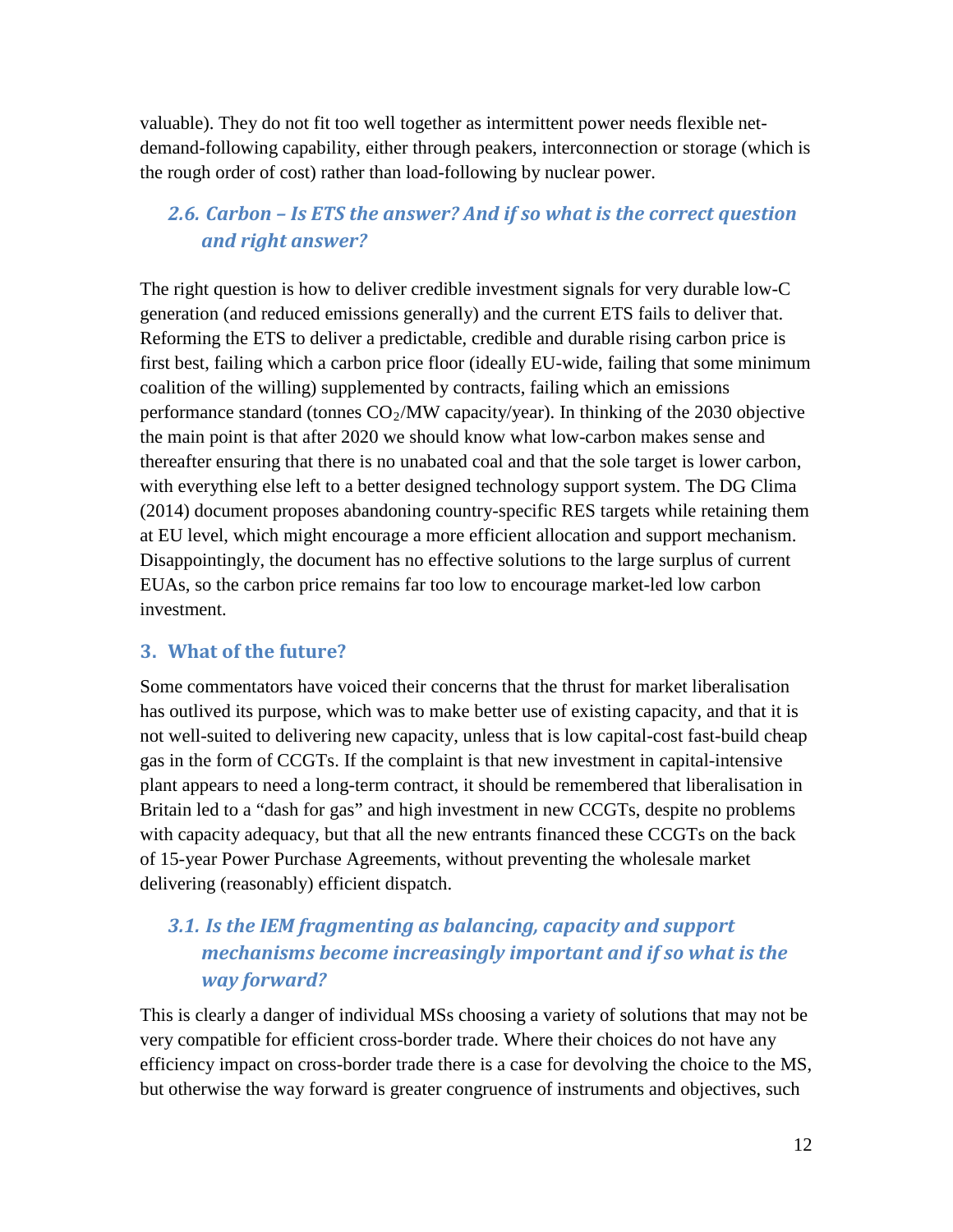valuable). They do not fit too well together as intermittent power needs flexible net-demand-following capability, either through peakers, interconnection or storage (which is the rough order of cost) rather than load-following by nuclear power.

### *2.6. Carbon – Is ETS the answer? And if so what is the correct question and right answer?*

The right question is how to deliver credible investment signals for very durable low-C generation (and reduced emissions generally) and the current ETS fails to deliver that. Reforming the ETS to deliver a predictable, credible and durable rising carbon price is first best, failing which a carbon price floor (ideally EU-wide, failing that some minimum coalition of the willing) supplemented by contracts, failing which an emissions performance standard (tonnes $CO_2$/MW capacity/year). In thinking of the 2030 objective the main point is that after 2020 we should know what low-carbon makes sense and thereafter ensuring that there is no unabated coal and that the sole target is lower carbon, with everything else left to a better designed technology support system. The DG Clima (2014) document proposes abandoning country-specific RES targets while retaining them at EU level, which might encourage a more efficient allocation and support mechanism. Disappointingly, the document has no effective solutions to the large surplus of current EUAs, so the carbon price remains far too low to encourage market-led low carbon investment.

## 3. What of the future?

Some commentators have voiced their concerns that the thrust for market liberalisation has outlived its purpose, which was to make better use of existing capacity, and that it is not well-suited to delivering new capacity, unless that is low capital-cost fast-build cheap gas in the form of CCGTs. If the complaint is that new investment in capital-intensive plant appears to need a long-term contract, it should be remembered that liberalisation in Britain led to a "dash for gas" and high investment in new CCGTs, despite no problems with capacity adequacy, but that all the new entrants financed these CCGTs on the back of 15-year Power Purchase Agreements, without preventing the wholesale market delivering (reasonably) efficient dispatch.

### *3.1. Is the IEM fragmenting as balancing, capacity and support mechanisms become increasingly important and if so what is the way forward?*

This is clearly a danger of individual MSs choosing a variety of solutions that may not be very compatible for efficient cross-border trade. Where their choices do not have any efficiency impact on cross-border trade there is a case for devolving the choice to the MS, but otherwise the way forward is greater congruence of instruments and objectives, such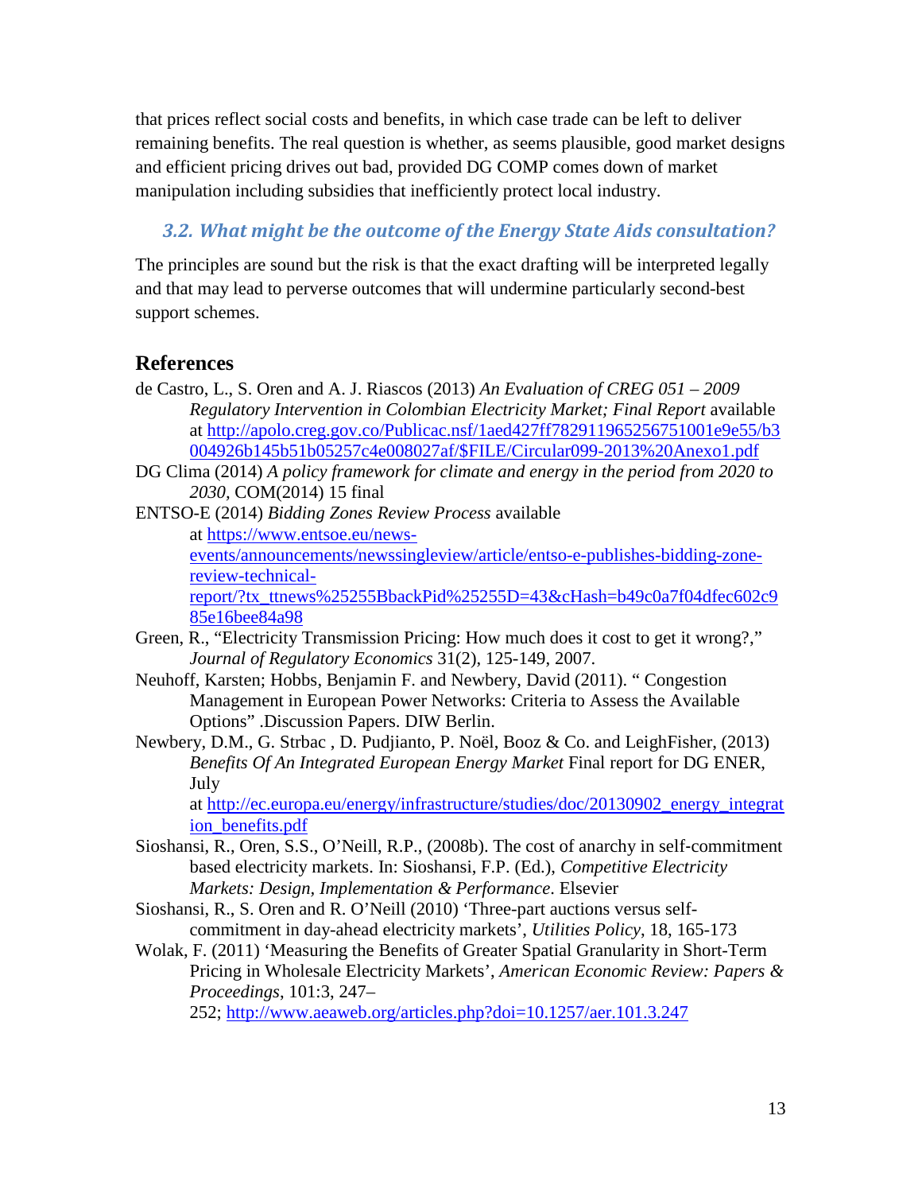that prices reflect social costs and benefits, in which case trade can be left to deliver remaining benefits. The real question is whether, as seems plausible, good market designs and efficient pricing drives out bad, provided DG COMP comes down of market manipulation including subsidies that inefficiently protect local industry.

### *3.2. What might be the outcome of the Energy State Aids consultation?*

The principles are sound but the risk is that the exact drafting will be interpreted legally and that may lead to perverse outcomes that will undermine particularly second-best support schemes.

## References

de Castro, L., S. Oren and A. J. Riascos (2013) *An Evaluation of CREG 051 – 2009 Regulatory Intervention in Colombian Electricity Market; Final Report* available at http://apolo.creg.gov.co/Publicac.nsf/1aed427ff782911965256751001e9e55/b3004926b145b51b05257c4e008027af/$FILE/Circular099-2013%20Anexo1.pdf

DG Clima (2014) *A policy framework for climate and energy in the period from 2020 to 2030,* COM(2014) 15 final

ENTSO-E (2014) *Bidding Zones Review Process* available at https://www.entsoe.eu/news-events/announcements/newssingleview/article/entso-e-publishes-bidding-zone-review-technical-report/?tx_ttnews%25255BbackPid%25255D=43&cHash=b49c0a7f04dfec602c985e16bee84a98

Green, R., "Electricity Transmission Pricing: How much does it cost to get it wrong?," *Journal of Regulatory Economics* 31(2), 125-149, 2007.

Neuhoff, Karsten; Hobbs, Benjamin F. and Newbery, David (2011). " Congestion Management in European Power Networks: Criteria to Assess the Available Options" .Discussion Papers. DIW Berlin.

Newbery, D.M., G. Strbac , D. Pudjianto, P. Noël, Booz & Co. and LeighFisher, (2013) *Benefits Of An Integrated European Energy Market* Final report for DG ENER, July at http://ec.europa.eu/energy/infrastructure/studies/doc/20130902_energy_integration_benefits.pdf

Sioshansi, R., Oren, S.S., O'Neill, R.P., (2008b). The cost of anarchy in self-commitment based electricity markets. In: Sioshansi, F.P. (Ed.), *Competitive Electricity Markets: Design, Implementation & Performance*. Elsevier

Sioshansi, R., S. Oren and R. O'Neill (2010) 'Three-part auctions versus self-commitment in day-ahead electricity markets', *Utilities Policy*, 18, 165-173

Wolak, F. (2011) 'Measuring the Benefits of Greater Spatial Granularity in Short-Term Pricing in Wholesale Electricity Markets', *American Economic Review: Papers & Proceedings*, 101:3, 247–252; http://www.aeaweb.org/articles.php?doi=10.1257/aer.101.3.247